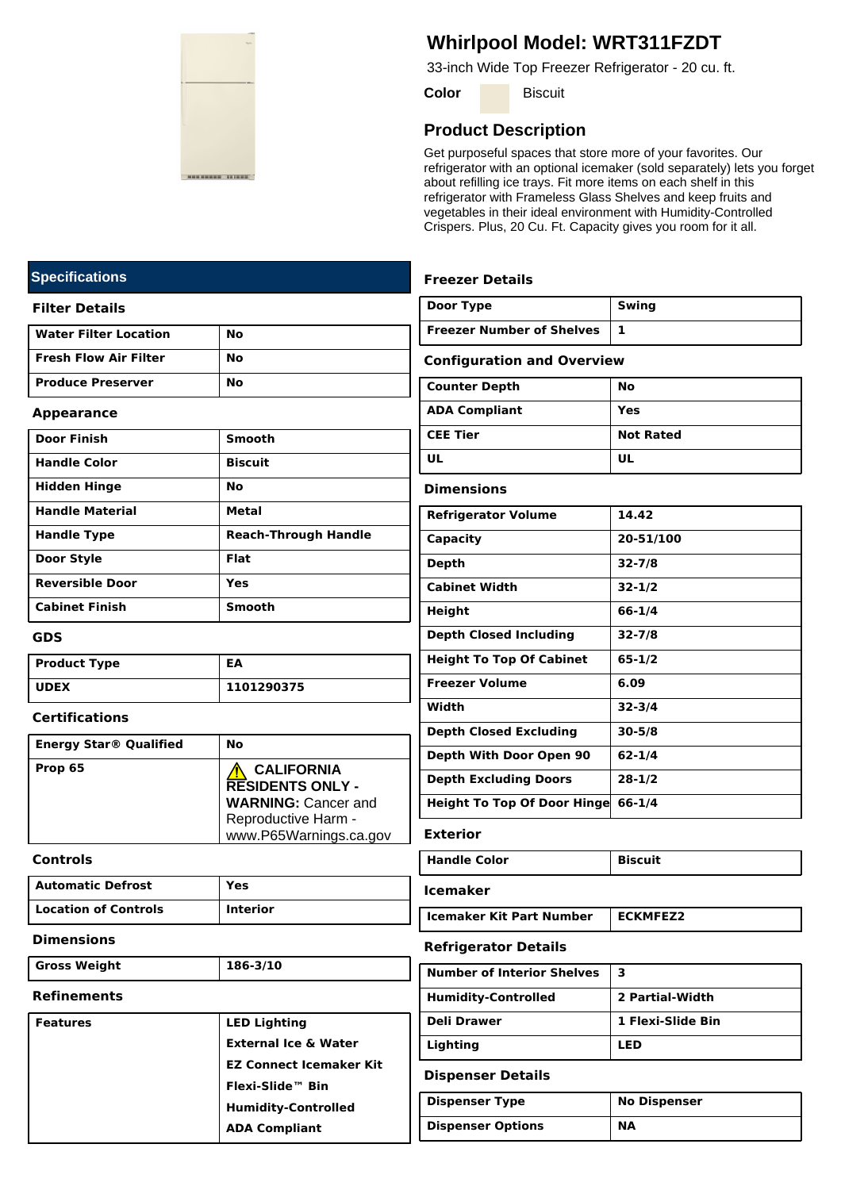# Whirlpool Model: WRT311FZDT

33-inch Wide Top Freezer Refrigerator - 20 cu. ft.

**Color** Biscuit

## Product Description

Get purposeful spaces that store more of your favorites. Our refrigerator with an optional icemaker (sold separately) lets you forget about refilling ice trays. Fit more items on each shelf in this refrigerator with Frameless Glass Shelves and keep fruits and vegetables in their ideal environment with Humidity-Controlled Crispers. Plus, 20 Cu. Ft. Capacity gives you room for it all.

## Specifications

### Filter Details

| | |
|---|---|
| **Water Filter Location** | **No** |
| **Fresh Flow Air Filter** | **No** |
| **Produce Preserver** | **No** |

### Appearance

| | |
|---|---|
| **Door Finish** | **Smooth** |
| **Handle Color** | **Biscuit** |
| **Hidden Hinge** | **No** |
| **Handle Material** | **Metal** |
| **Handle Type** | **Reach-Through Handle** |
| **Door Style** | **Flat** |
| **Reversible Door** | **Yes** |
| **Cabinet Finish** | **Smooth** |

### GDS

| | |
|---|---|
| **Product Type** | **EA** |
| **UDEX** | **1101290375** |

### Certifications

| | |
|---|---|
| **Energy Star® Qualified** | **No** |
| **Prop 65** | ⚠ **CALIFORNIA RESIDENTS ONLY - WARNING:** Cancer and Reproductive Harm - www.P65Warnings.ca.gov |

### Controls

| | |
|---|---|
| **Automatic Defrost** | **Yes** |
| **Location of Controls** | **Interior** |

### Dimensions

| | |
|---|---|
| **Gross Weight** | **186-3/10** |

### Refinements

| | |
|---|---|
| **Features** | **LED Lighting**<br>**External Ice & Water**<br>**EZ Connect Icemaker Kit**<br>**Flexi-Slide™ Bin**<br>**Humidity-Controlled**<br>**ADA Compliant** |

### Freezer Details

| | |
|---|---|
| **Door Type** | **Swing** |
| **Freezer Number of Shelves** | **1** |

### Configuration and Overview

| | |
|---|---|
| **Counter Depth** | **No** |
| **ADA Compliant** | **Yes** |
| **CEE Tier** | **Not Rated** |
| **UL** | **UL** |

### Dimensions

| | |
|---|---|
| **Refrigerator Volume** | **14.42** |
| **Capacity** | **20-51/100** |
| **Depth** | **32-7/8** |
| **Cabinet Width** | **32-1/2** |
| **Height** | **66-1/4** |
| **Depth Closed Including** | **32-7/8** |
| **Height To Top Of Cabinet** | **65-1/2** |
| **Freezer Volume** | **6.09** |
| **Width** | **32-3/4** |
| **Depth Closed Excluding** | **30-5/8** |
| **Depth With Door Open 90** | **62-1/4** |
| **Depth Excluding Doors** | **28-1/2** |
| **Height To Top Of Door Hinge** | **66-1/4** |

### Exterior

| | |
|---|---|
| **Handle Color** | **Biscuit** |

### Icemaker

| | |
|---|---|
| **Icemaker Kit Part Number** | **ECKMFEZ2** |

### Refrigerator Details

| | |
|---|---|
| **Number of Interior Shelves** | **3** |
| **Humidity-Controlled** | **2 Partial-Width** |
| **Deli Drawer** | **1 Flexi-Slide Bin** |
| **Lighting** | **LED** |

### Dispenser Details

| | |
|---|---|
| **Dispenser Type** | **No Dispenser** |
| **Dispenser Options** | **NA** |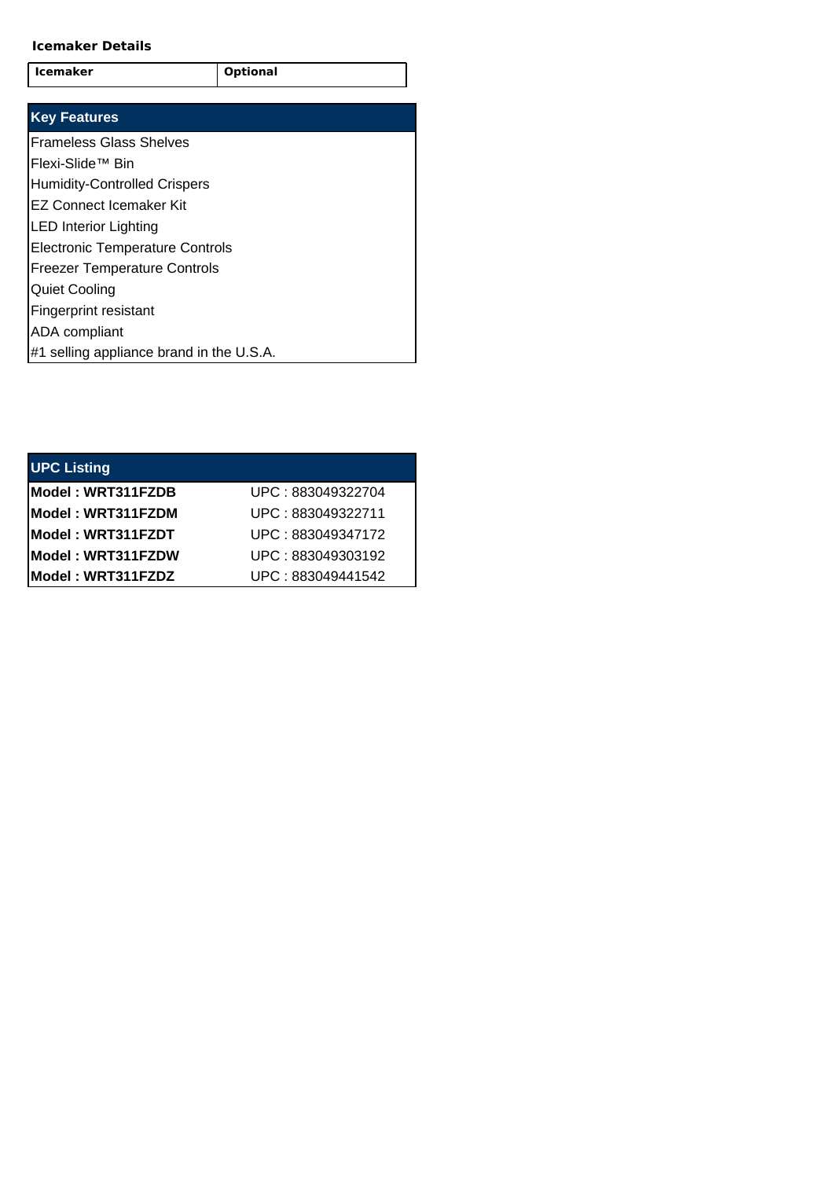**Icemaker Details**

| | |
|---|---|
| **Icemaker** | **Optional** |

| **Key Features** |
|---|
| Frameless Glass Shelves |
| Flexi-Slide™ Bin |
| Humidity-Controlled Crispers |
| EZ Connect Icemaker Kit |
| LED Interior Lighting |
| Electronic Temperature Controls |
| Freezer Temperature Controls |
| Quiet Cooling |
| Fingerprint resistant |
| ADA compliant |
| #1 selling appliance brand in the U.S.A. |

| **UPC Listing** | |
|---|---|
| **Model : WRT311FZDB** | UPC : 883049322704 |
| **Model : WRT311FZDM** | UPC : 883049322711 |
| **Model : WRT311FZDT** | UPC : 883049347172 |
| **Model : WRT311FZDW** | UPC : 883049303192 |
| **Model : WRT311FZDZ** | UPC : 883049441542 |